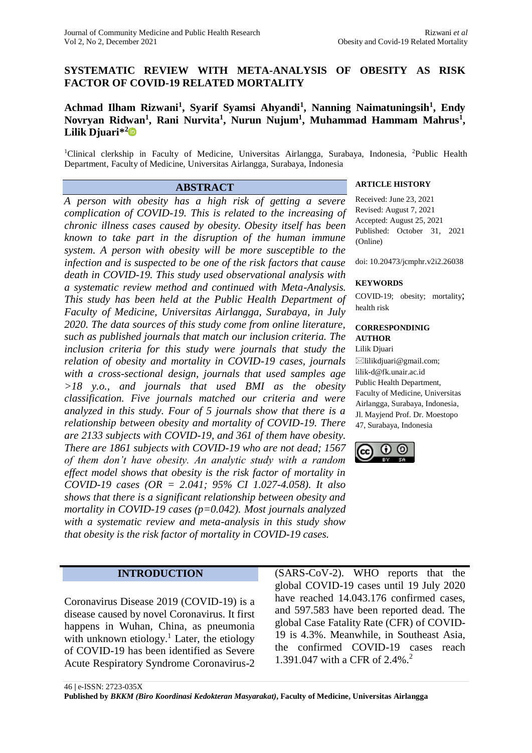# SYSTEMATIC REVIEW WITH META-ANALYSIS OF OBESITY AS RISK FACTOR OF COVID-19 RELATED MORTALITY

**Achmad Ilham Rizwani[1], Syarif Syamsi Ahyandi[1], Nanning Naimatuningsih[1], Endy Novryan Ridwan[1], Rani Nurvita[1], Nurun Nujum[1], Muhammad Hammam Mahrus[1], Lilik Djuari*[2]**

[1]Clinical clerkship in Faculty of Medicine, Universitas Airlangga, Surabaya, Indonesia, [2]Public Health Department, Faculty of Medicine, Universitas Airlangga, Surabaya, Indonesia

## ABSTRACT

*A person with obesity has a high risk of getting a severe complication of COVID-19. This is related to the increasing of chronic illness cases caused by obesity. Obesity itself has been known to take part in the disruption of the human immune system. A person with obesity will be more susceptible to the infection and is suspected to be one of the risk factors that cause death in COVID-19. This study used observational analysis with a systematic review method and continued with Meta-Analysis. This study has been held at the Public Health Department of Faculty of Medicine, Universitas Airlangga, Surabaya, in July 2020. The data sources of this study come from online literature, such as published journals that match our inclusion criteria. The inclusion criteria for this study were journals that study the relation of obesity and mortality in COVID-19 cases, journals with a cross-sectional design, journals that used samples age >18 y.o., and journals that used BMI as the obesity classification. Five journals matched our criteria and were analyzed in this study. Four of 5 journals show that there is a relationship between obesity and mortality of COVID-19. There are 2133 subjects with COVID-19, and 361 of them have obesity. There are 1861 subjects with COVID-19 who are not dead; 1567 of them don't have obesity. An analytic study with a random effect model shows that obesity is the risk factor of mortality in COVID-19 cases (OR = 2.041; 95% CI 1.027-4.058). It also shows that there is a significant relationship between obesity and mortality in COVID-19 cases (p=0.042). Most journals analyzed with a systematic review and meta-analysis in this study show that obesity is the risk factor of mortality in COVID-19 cases.*

**ARTICLE HISTORY**

Received: June 23, 2021
Revised: August 7, 2021
Accepted: August 25, 2021
Published: October 31, 2021 (Online)

doi: 10.20473/jcmphr.v2i2.26038

**KEYWORDS**

COVID-19; obesity; mortality; health risk

**CORRESPONDINIG AUTHOR**

Lilik Djuari
lilikdjuari@gmail.com; lilik-d@fk.unair.ac.id
Public Health Department, Faculty of Medicine, Universitas Airlangga, Surabaya, Indonesia, Jl. Mayjend Prof. Dr. Moestopo 47, Surabaya, Indonesia

## INTRODUCTION

Coronavirus Disease 2019 (COVID-19) is a disease caused by novel Coronavirus. It first happens in Wuhan, China, as pneumonia with unknown etiology.[1] Later, the etiology of COVID-19 has been identified as Severe Acute Respiratory Syndrome Coronavirus-2 (SARS-CoV-2). WHO reports that the global COVID-19 cases until 19 July 2020 have reached 14.043.176 confirmed cases, and 597.583 have been reported dead. The global Case Fatality Rate (CFR) of COVID-19 is 4.3%. Meanwhile, in Southeast Asia, the confirmed COVID-19 cases reach 1.391.047 with a CFR of 2.4%.[2]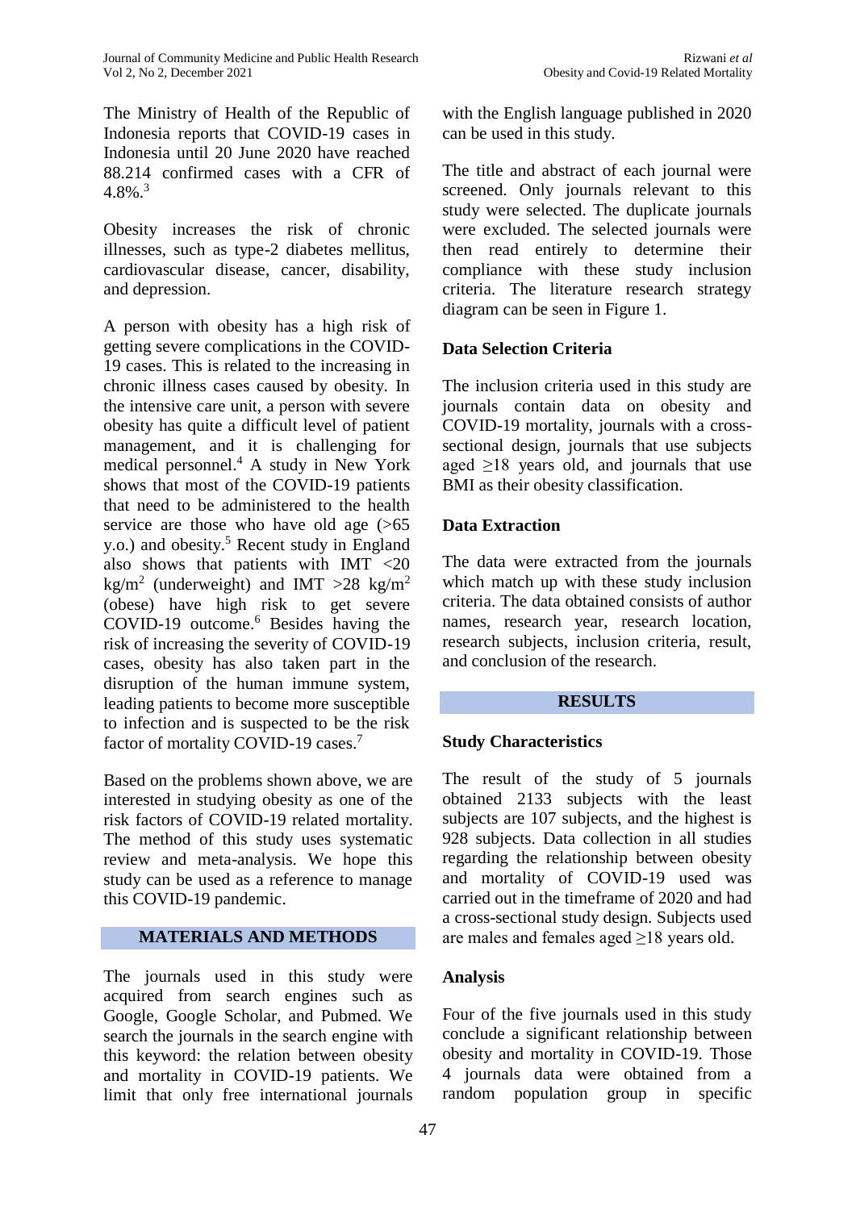The Ministry of Health of the Republic of Indonesia reports that COVID-19 cases in Indonesia until 20 June 2020 have reached 88.214 confirmed cases with a CFR of 4.8%.[3]

Obesity increases the risk of chronic illnesses, such as type-2 diabetes mellitus, cardiovascular disease, cancer, disability, and depression.

A person with obesity has a high risk of getting severe complications in the COVID-19 cases. This is related to the increasing in chronic illness cases caused by obesity. In the intensive care unit, a person with severe obesity has quite a difficult level of patient management, and it is challenging for medical personnel.[4] A study in New York shows that most of the COVID-19 patients that need to be administered to the health service are those who have old age (>65 y.o.) and obesity.[5] Recent study in England also shows that patients with IMT <20 kg/m$^2$ (underweight) and IMT >28 kg/m$^2$ (obese) have high risk to get severe COVID-19 outcome.[6] Besides having the risk of increasing the severity of COVID-19 cases, obesity has also taken part in the disruption of the human immune system, leading patients to become more susceptible to infection and is suspected to be the risk factor of mortality COVID-19 cases.[7]

Based on the problems shown above, we are interested in studying obesity as one of the risk factors of COVID-19 related mortality. The method of this study uses systematic review and meta-analysis. We hope this study can be used as a reference to manage this COVID-19 pandemic.

## MATERIALS AND METHODS

The journals used in this study were acquired from search engines such as Google, Google Scholar, and Pubmed. We search the journals in the search engine with this keyword: the relation between obesity and mortality in COVID-19 patients. We limit that only free international journals with the English language published in 2020 can be used in this study.

The title and abstract of each journal were screened. Only journals relevant to this study were selected. The duplicate journals were excluded. The selected journals were then read entirely to determine their compliance with these study inclusion criteria. The literature research strategy diagram can be seen in Figure 1.

### Data Selection Criteria

The inclusion criteria used in this study are journals contain data on obesity and COVID-19 mortality, journals with a cross-sectional design, journals that use subjects aged ≥18 years old, and journals that use BMI as their obesity classification.

### Data Extraction

The data were extracted from the journals which match up with these study inclusion criteria. The data obtained consists of author names, research year, research location, research subjects, inclusion criteria, result, and conclusion of the research.

## RESULTS

### Study Characteristics

The result of the study of 5 journals obtained 2133 subjects with the least subjects are 107 subjects, and the highest is 928 subjects. Data collection in all studies regarding the relationship between obesity and mortality of COVID-19 used was carried out in the timeframe of 2020 and had a cross-sectional study design. Subjects used are males and females aged ≥18 years old.

### Analysis

Four of the five journals used in this study conclude a significant relationship between obesity and mortality in COVID-19. Those 4 journals data were obtained from a random population group in specific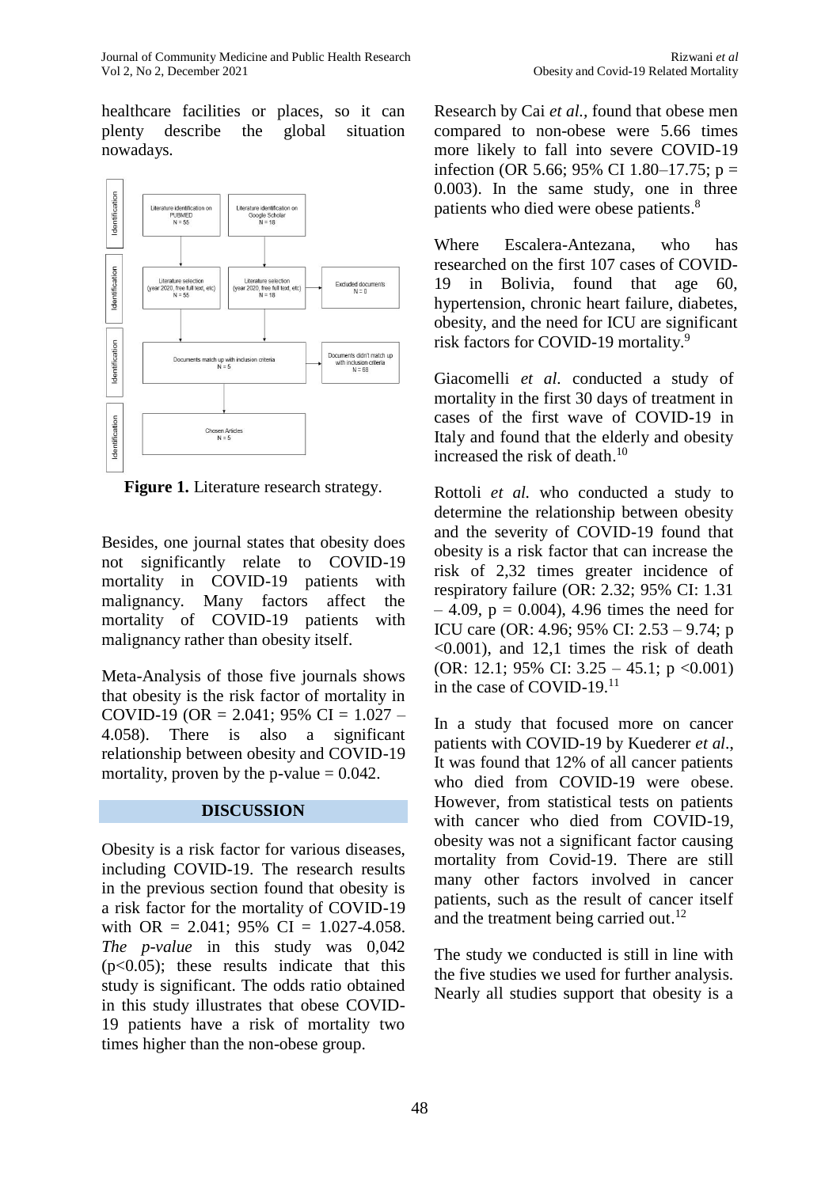healthcare facilities or places, so it can plenty describe the global situation nowadays.

**Figure 1.** Literature research strategy.

Besides, one journal states that obesity does not significantly relate to COVID-19 mortality in COVID-19 patients with malignancy. Many factors affect the mortality of COVID-19 patients with malignancy rather than obesity itself.

Meta-Analysis of those five journals shows that obesity is the risk factor of mortality in COVID-19 (OR = 2.041; 95% CI = 1.027 – 4.058). There is also a significant relationship between obesity and COVID-19 mortality, proven by the p-value = 0.042.

## DISCUSSION

Obesity is a risk factor for various diseases, including COVID-19. The research results in the previous section found that obesity is a risk factor for the mortality of COVID-19 with OR = 2.041; 95% CI = 1.027-4.058. *The p-value* in this study was 0,042 ($p<0.05$); these results indicate that this study is significant. The odds ratio obtained in this study illustrates that obese COVID-19 patients have a risk of mortality two times higher than the non-obese group.

Research by Cai *et al.*, found that obese men compared to non-obese were 5.66 times more likely to fall into severe COVID-19 infection (OR 5.66; 95% CI 1.80–17.75; p = 0.003). In the same study, one in three patients who died were obese patients.[8]

Where Escalera-Antezana, who has researched on the first 107 cases of COVID-19 in Bolivia, found that age 60, hypertension, chronic heart failure, diabetes, obesity, and the need for ICU are significant risk factors for COVID-19 mortality.[9]

Giacomelli *et al.* conducted a study of mortality in the first 30 days of treatment in cases of the first wave of COVID-19 in Italy and found that the elderly and obesity increased the risk of death.[10]

Rottoli *et al.* who conducted a study to determine the relationship between obesity and the severity of COVID-19 found that obesity is a risk factor that can increase the risk of 2,32 times greater incidence of respiratory failure (OR: 2.32; 95% CI: 1.31 – 4.09, p = 0.004), 4.96 times the need for ICU care (OR: 4.96; 95% CI: 2.53 – 9.74; p <0.001), and 12,1 times the risk of death (OR: 12.1; 95% CI: 3.25 – 45.1; p <0.001) in the case of COVID-19.[11]

In a study that focused more on cancer patients with COVID-19 by Kuederer *et al*., It was found that 12% of all cancer patients who died from COVID-19 were obese. However, from statistical tests on patients with cancer who died from COVID-19, obesity was not a significant factor causing mortality from Covid-19. There are still many other factors involved in cancer patients, such as the result of cancer itself and the treatment being carried out.[12]

The study we conducted is still in line with the five studies we used for further analysis. Nearly all studies support that obesity is a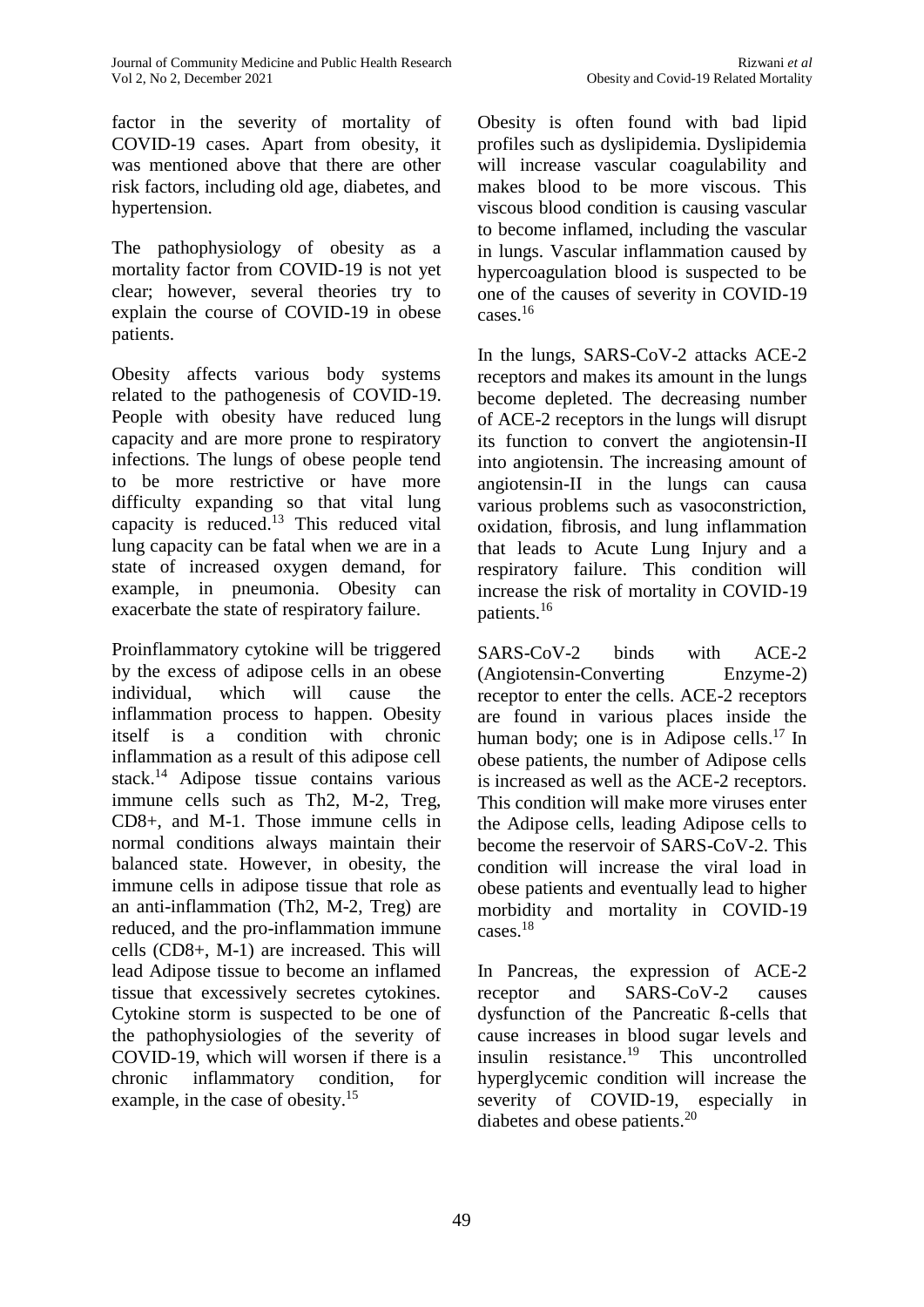factor in the severity of mortality of COVID-19 cases. Apart from obesity, it was mentioned above that there are other risk factors, including old age, diabetes, and hypertension.

The pathophysiology of obesity as a mortality factor from COVID-19 is not yet clear; however, several theories try to explain the course of COVID-19 in obese patients.

Obesity affects various body systems related to the pathogenesis of COVID-19. People with obesity have reduced lung capacity and are more prone to respiratory infections. The lungs of obese people tend to be more restrictive or have more difficulty expanding so that vital lung capacity is reduced.[13] This reduced vital lung capacity can be fatal when we are in a state of increased oxygen demand, for example, in pneumonia. Obesity can exacerbate the state of respiratory failure.

Proinflammatory cytokine will be triggered by the excess of adipose cells in an obese individual, which will cause the inflammation process to happen. Obesity itself is a condition with chronic inflammation as a result of this adipose cell stack.[14] Adipose tissue contains various immune cells such as Th2, M-2, Treg, CD8+, and M-1. Those immune cells in normal conditions always maintain their balanced state. However, in obesity, the immune cells in adipose tissue that role as an anti-inflammation (Th2, M-2, Treg) are reduced, and the pro-inflammation immune cells (CD8+, M-1) are increased. This will lead Adipose tissue to become an inflamed tissue that excessively secretes cytokines. Cytokine storm is suspected to be one of the pathophysiologies of the severity of COVID-19, which will worsen if there is a chronic inflammatory condition, for example, in the case of obesity.[15]

Obesity is often found with bad lipid profiles such as dyslipidemia. Dyslipidemia will increase vascular coagulability and makes blood to be more viscous. This viscous blood condition is causing vascular to become inflamed, including the vascular in lungs. Vascular inflammation caused by hypercoagulation blood is suspected to be one of the causes of severity in COVID-19 cases.[16]

In the lungs, SARS-CoV-2 attacks ACE-2 receptors and makes its amount in the lungs become depleted. The decreasing number of ACE-2 receptors in the lungs will disrupt its function to convert the angiotensin-II into angiotensin. The increasing amount of angiotensin-II in the lungs can causa various problems such as vasoconstriction, oxidation, fibrosis, and lung inflammation that leads to Acute Lung Injury and a respiratory failure. This condition will increase the risk of mortality in COVID-19 patients.[16]

SARS-CoV-2 binds with ACE-2 (Angiotensin-Converting Enzyme-2) receptor to enter the cells. ACE-2 receptors are found in various places inside the human body; one is in Adipose cells.[17] In obese patients, the number of Adipose cells is increased as well as the ACE-2 receptors. This condition will make more viruses enter the Adipose cells, leading Adipose cells to become the reservoir of SARS-CoV-2. This condition will increase the viral load in obese patients and eventually lead to higher morbidity and mortality in COVID-19 cases.[18]

In Pancreas, the expression of ACE-2 receptor and SARS-CoV-2 causes dysfunction of the Pancreatic ß-cells that cause increases in blood sugar levels and insulin resistance.[19] This uncontrolled hyperglycemic condition will increase the severity of COVID-19, especially in diabetes and obese patients.[20]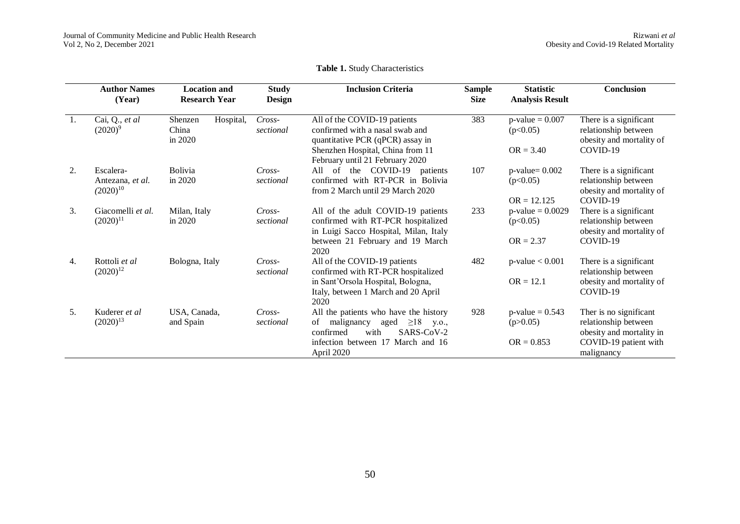**Table 1.** Study Characteristics

| | Author Names (Year) | Location and Research Year | Study Design | Inclusion Criteria | Sample Size | Statistic Analysis Result | Conclusion |
|---|---|---|---|---|---|---|---|
| 1. | Cai, Q., *et al* (2020)[9] | Shenzen Hospital, China in 2020 | *Cross-sectional* | All of the COVID-19 patients confirmed with a nasal swab and quantitative PCR (qPCR) assay in Shenzhen Hospital, China from 11 February until 21 February 2020 | 383 | p-value = 0.007 ($p<0.05$) OR = 3.40 | There is a significant relationship between obesity and mortality of COVID-19 |
| 2. | Escalera-Antezana, *et al.* (2020)[10] | Bolivia in 2020 | *Cross-sectional* | All of the COVID-19 patients confirmed with RT-PCR in Bolivia from 2 March until 29 March 2020 | 107 | p-value= 0.002 ($p<0.05$) OR = 12.125 | There is a significant relationship between obesity and mortality of COVID-19 |
| 3. | Giacomelli *et al.* (2020)[11] | Milan, Italy in 2020 | *Cross-sectional* | All of the adult COVID-19 patients confirmed with RT-PCR hospitalized in Luigi Sacco Hospital, Milan, Italy between 21 February and 19 March 2020 | 233 | p-value = 0.0029 ($p<0.05$) OR = 2.37 | There is a significant relationship between obesity and mortality of COVID-19 |
| 4. | Rottoli *et al* (2020)[12] | Bologna, Italy | *Cross-sectional* | All of the COVID-19 patients confirmed with RT-PCR hospitalized in Sant'Orsola Hospital, Bologna, Italy, between 1 March and 20 April 2020 | 482 | p-value < 0.001 OR = 12.1 | There is a significant relationship between obesity and mortality of COVID-19 |
| 5. | Kuderer *et al* (2020)[13] | USA, Canada, and Spain | *Cross-sectional* | All the patients who have the history of malignancy aged ≥18 y.o., confirmed with SARS-CoV-2 infection between 17 March and 16 April 2020 | 928 | p-value = 0.543 ($p>0.05$) OR = 0.853 | Ther is no significant relationship between obesity and mortality in COVID-19 patient with malignancy |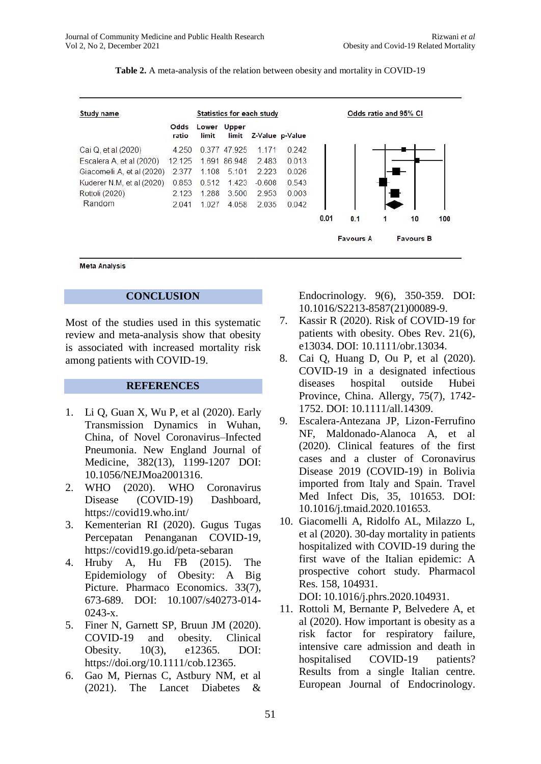**Table 2.** A meta-analysis of the relation between obesity and mortality in COVID-19

| Study name | Odds ratio | Lower limit | Upper limit | Z-Value | p-Value |
|---|---|---|---|---|---|
| Cai Q, et al (2020) | 4.250 | 0.377 | 47.925 | 1.171 | 0.242 |
| Escalera A, et al (2020) | 12.125 | 1.691 | 86.948 | 2.483 | 0.013 |
| Giacomelli A, et al (2020) | 2.377 | 1.108 | 5.101 | 2.223 | 0.026 |
| Kuderer N.M, et al (2020) | 0.853 | 0.512 | 1.423 | -0.608 | 0.543 |
| Rottoli (2020) | 2.123 | 1.288 | 3.500 | 2.953 | 0.003 |
| Random | 2.041 | 1.027 | 4.058 | 2.035 | 0.042 |

Odds ratio and 95% CI (0.01, 0.1, 1, 10, 100); Favours A — Favours B

Meta Analysis

## CONCLUSION

Most of the studies used in this systematic review and meta-analysis show that obesity is associated with increased mortality risk among patients with COVID-19.

## REFERENCES

1. Li Q, Guan X, Wu P, et al (2020). Early Transmission Dynamics in Wuhan, China, of Novel Coronavirus–Infected Pneumonia. New England Journal of Medicine, 382(13), 1199-1207 DOI: 10.1056/NEJMoa2001316.
2. WHO (2020). WHO Coronavirus Disease (COVID-19) Dashboard, https://covid19.who.int/
3. Kementerian RI (2020). Gugus Tugas Percepatan Penanganan COVID-19, https://covid19.go.id/peta-sebaran
4. Hruby A, Hu FB (2015). The Epidemiology of Obesity: A Big Picture. Pharmaco Economics. 33(7), 673-689. DOI: 10.1007/s40273-014-0243-x.
5. Finer N, Garnett SP, Bruun JM (2020). COVID-19 and obesity. Clinical Obesity. 10(3), e12365. DOI: https://doi.org/10.1111/cob.12365.
6. Gao M, Piernas C, Astbury NM, et al (2021). The Lancet Diabetes & Endocrinology. 9(6), 350-359. DOI: 10.1016/S2213-8587(21)00089-9.
7. Kassir R (2020). Risk of COVID-19 for patients with obesity. Obes Rev. 21(6), e13034. DOI: 10.1111/obr.13034.
8. Cai Q, Huang D, Ou P, et al (2020). COVID-19 in a designated infectious diseases hospital outside Hubei Province, China. Allergy, 75(7), 1742-1752. DOI: 10.1111/all.14309.
9. Escalera-Antezana JP, Lizon-Ferrufino NF, Maldonado-Alanoca A, et al (2020). Clinical features of the first cases and a cluster of Coronavirus Disease 2019 (COVID-19) in Bolivia imported from Italy and Spain. Travel Med Infect Dis, 35, 101653. DOI: 10.1016/j.tmaid.2020.101653.
10. Giacomelli A, Ridolfo AL, Milazzo L, et al (2020). 30-day mortality in patients hospitalized with COVID-19 during the first wave of the Italian epidemic: A prospective cohort study. Pharmacol Res. 158, 104931. DOI: 10.1016/j.phrs.2020.104931.
11. Rottoli M, Bernante P, Belvedere A, et al (2020). How important is obesity as a risk factor for respiratory failure, intensive care admission and death in hospitalised COVID-19 patients? Results from a single Italian centre. European Journal of Endocrinology.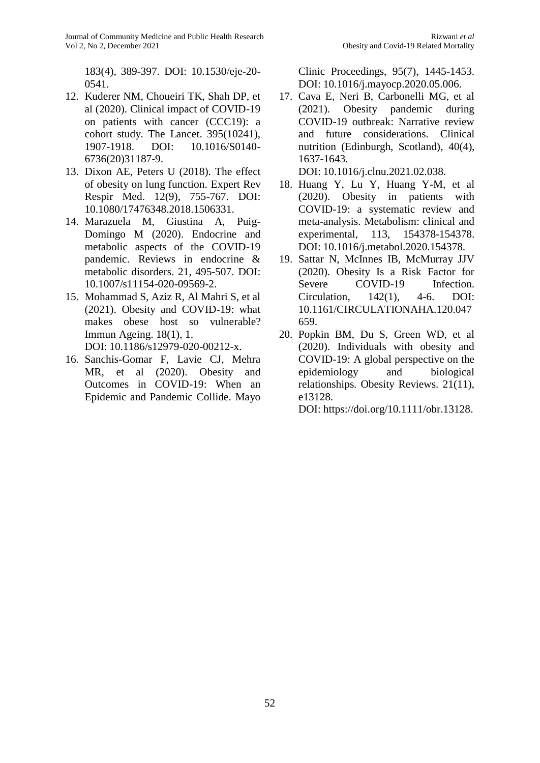183(4), 389-397. DOI: 10.1530/eje-20-0541.

12. Kuderer NM, Choueiri TK, Shah DP, et al (2020). Clinical impact of COVID-19 on patients with cancer (CCC19): a cohort study. The Lancet. 395(10241), 1907-1918. DOI: 10.1016/S0140-6736(20)31187-9.
13. Dixon AE, Peters U (2018). The effect of obesity on lung function. Expert Rev Respir Med. 12(9), 755-767. DOI: 10.1080/17476348.2018.1506331.
14. Marazuela M, Giustina A, Puig-Domingo M (2020). Endocrine and metabolic aspects of the COVID-19 pandemic. Reviews in endocrine & metabolic disorders. 21, 495-507. DOI: 10.1007/s11154-020-09569-2.
15. Mohammad S, Aziz R, Al Mahri S, et al (2021). Obesity and COVID-19: what makes obese host so vulnerable? Immun Ageing. 18(1), 1. DOI: 10.1186/s12979-020-00212-x.
16. Sanchis-Gomar F, Lavie CJ, Mehra MR, et al (2020). Obesity and Outcomes in COVID-19: When an Epidemic and Pandemic Collide. Mayo Clinic Proceedings, 95(7), 1445-1453. DOI: 10.1016/j.mayocp.2020.05.006.
17. Cava E, Neri B, Carbonelli MG, et al (2021). Obesity pandemic during COVID-19 outbreak: Narrative review and future considerations. Clinical nutrition (Edinburgh, Scotland), 40(4), 1637-1643. DOI: 10.1016/j.clnu.2021.02.038.
18. Huang Y, Lu Y, Huang Y-M, et al (2020). Obesity in patients with COVID-19: a systematic review and meta-analysis. Metabolism: clinical and experimental, 113, 154378-154378. DOI: 10.1016/j.metabol.2020.154378.
19. Sattar N, McInnes IB, McMurray JJV (2020). Obesity Is a Risk Factor for Severe COVID-19 Infection. Circulation, 142(1), 4-6. DOI: 10.1161/CIRCULATIONAHA.120.047659.
20. Popkin BM, Du S, Green WD, et al (2020). Individuals with obesity and COVID-19: A global perspective on the epidemiology and biological relationships. Obesity Reviews. 21(11), e13128. DOI: https://doi.org/10.1111/obr.13128.